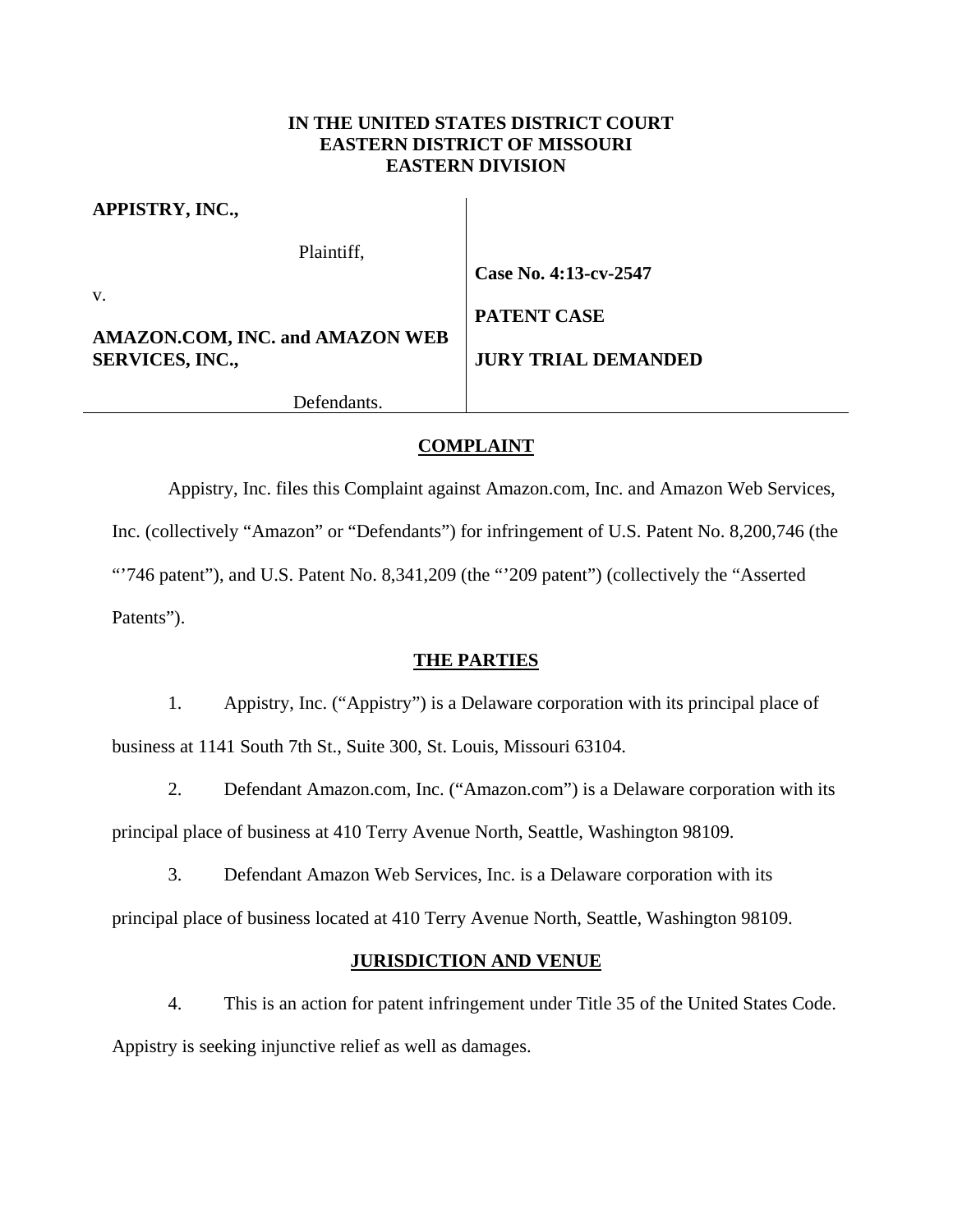**IN THE UNITED STATES DISTRICT COURT**
**EASTERN DISTRICT OF MISSOURI**
**EASTERN DIVISION**

| | |
|---|---|
| **APPISTRY, INC.,**<br><br>Plaintiff,<br><br>v.<br><br>**AMAZON.COM, INC. and AMAZON WEB SERVICES, INC.,**<br><br>Defendants. | **Case No. 4:13-cv-2547**<br><br>**PATENT CASE**<br><br>**JURY TRIAL DEMANDED** |

## COMPLAINT

Appistry, Inc. files this Complaint against Amazon.com, Inc. and Amazon Web Services, Inc. (collectively "Amazon" or "Defendants") for infringement of U.S. Patent No. 8,200,746 (the "'746 patent"), and U.S. Patent No. 8,341,209 (the "'209 patent") (collectively the "Asserted Patents").

## THE PARTIES

1. Appistry, Inc. ("Appistry") is a Delaware corporation with its principal place of business at 1141 South 7th St., Suite 300, St. Louis, Missouri 63104.

2. Defendant Amazon.com, Inc. ("Amazon.com") is a Delaware corporation with its principal place of business at 410 Terry Avenue North, Seattle, Washington 98109.

3. Defendant Amazon Web Services, Inc. is a Delaware corporation with its principal place of business located at 410 Terry Avenue North, Seattle, Washington 98109.

## JURISDICTION AND VENUE

4. This is an action for patent infringement under Title 35 of the United States Code. Appistry is seeking injunctive relief as well as damages.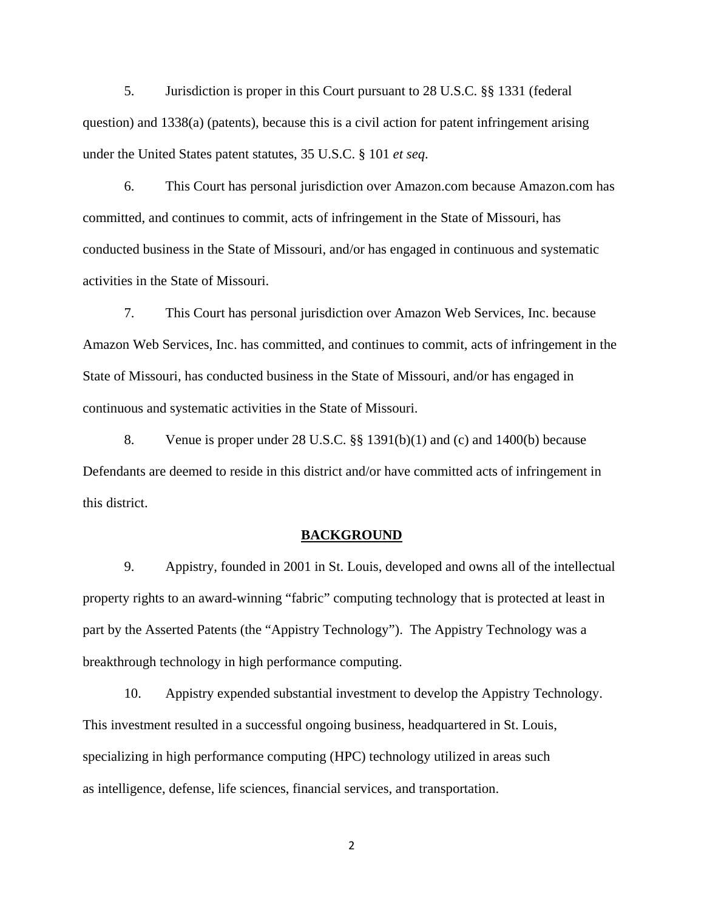5. Jurisdiction is proper in this Court pursuant to 28 U.S.C. §§ 1331 (federal question) and 1338(a) (patents), because this is a civil action for patent infringement arising under the United States patent statutes, 35 U.S.C. § 101 *et seq*.

6. This Court has personal jurisdiction over Amazon.com because Amazon.com has committed, and continues to commit, acts of infringement in the State of Missouri, has conducted business in the State of Missouri, and/or has engaged in continuous and systematic activities in the State of Missouri.

7. This Court has personal jurisdiction over Amazon Web Services, Inc. because Amazon Web Services, Inc. has committed, and continues to commit, acts of infringement in the State of Missouri, has conducted business in the State of Missouri, and/or has engaged in continuous and systematic activities in the State of Missouri.

8. Venue is proper under 28 U.S.C. §§ 1391(b)(1) and (c) and 1400(b) because Defendants are deemed to reside in this district and/or have committed acts of infringement in this district.

## BACKGROUND

9. Appistry, founded in 2001 in St. Louis, developed and owns all of the intellectual property rights to an award-winning "fabric" computing technology that is protected at least in part by the Asserted Patents (the "Appistry Technology"). The Appistry Technology was a breakthrough technology in high performance computing.

10. Appistry expended substantial investment to develop the Appistry Technology. This investment resulted in a successful ongoing business, headquartered in St. Louis, specializing in high performance computing (HPC) technology utilized in areas such as intelligence, defense, life sciences, financial services, and transportation.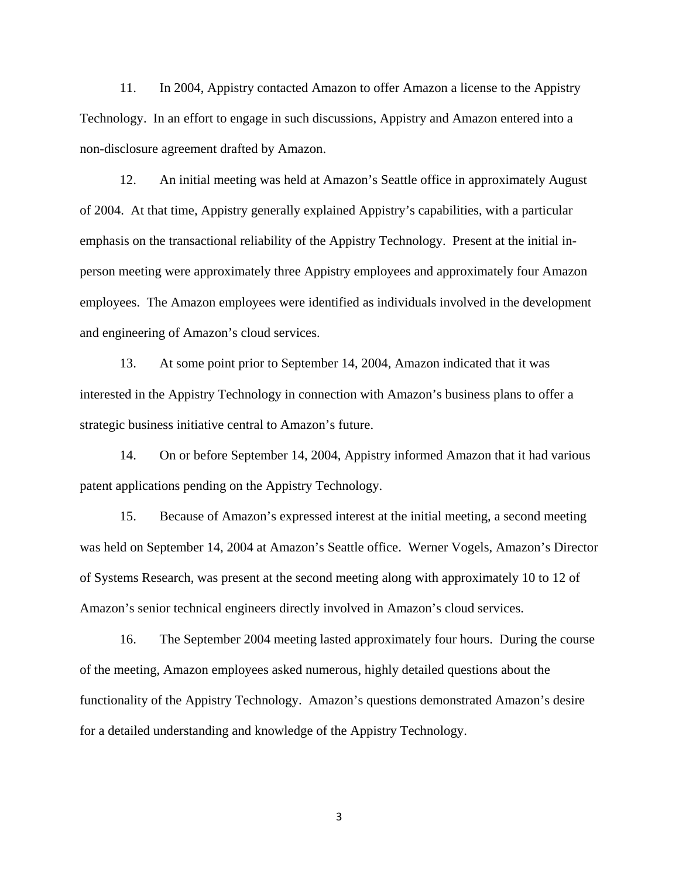11. In 2004, Appistry contacted Amazon to offer Amazon a license to the Appistry Technology. In an effort to engage in such discussions, Appistry and Amazon entered into a non-disclosure agreement drafted by Amazon.

12. An initial meeting was held at Amazon's Seattle office in approximately August of 2004. At that time, Appistry generally explained Appistry's capabilities, with a particular emphasis on the transactional reliability of the Appistry Technology. Present at the initial in-person meeting were approximately three Appistry employees and approximately four Amazon employees. The Amazon employees were identified as individuals involved in the development and engineering of Amazon's cloud services.

13. At some point prior to September 14, 2004, Amazon indicated that it was interested in the Appistry Technology in connection with Amazon's business plans to offer a strategic business initiative central to Amazon's future.

14. On or before September 14, 2004, Appistry informed Amazon that it had various patent applications pending on the Appistry Technology.

15. Because of Amazon's expressed interest at the initial meeting, a second meeting was held on September 14, 2004 at Amazon's Seattle office. Werner Vogels, Amazon's Director of Systems Research, was present at the second meeting along with approximately 10 to 12 of Amazon's senior technical engineers directly involved in Amazon's cloud services.

16. The September 2004 meeting lasted approximately four hours. During the course of the meeting, Amazon employees asked numerous, highly detailed questions about the functionality of the Appistry Technology. Amazon's questions demonstrated Amazon's desire for a detailed understanding and knowledge of the Appistry Technology.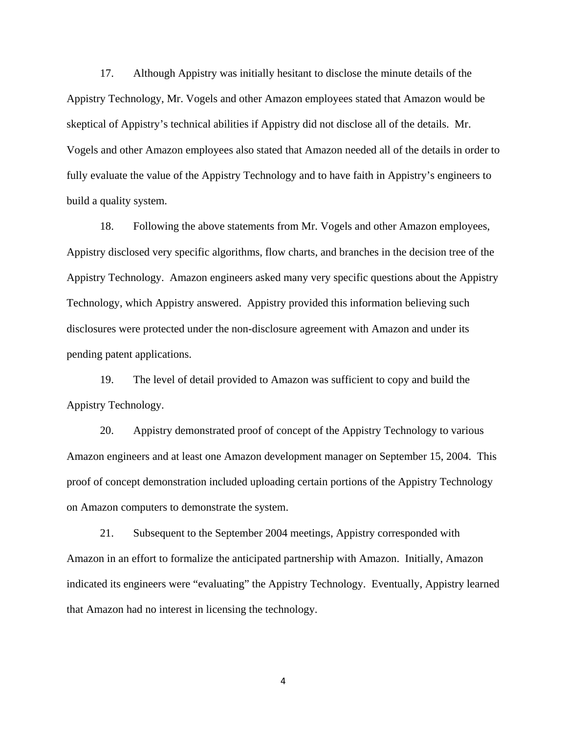17. Although Appistry was initially hesitant to disclose the minute details of the Appistry Technology, Mr. Vogels and other Amazon employees stated that Amazon would be skeptical of Appistry's technical abilities if Appistry did not disclose all of the details. Mr. Vogels and other Amazon employees also stated that Amazon needed all of the details in order to fully evaluate the value of the Appistry Technology and to have faith in Appistry's engineers to build a quality system.

18. Following the above statements from Mr. Vogels and other Amazon employees, Appistry disclosed very specific algorithms, flow charts, and branches in the decision tree of the Appistry Technology. Amazon engineers asked many very specific questions about the Appistry Technology, which Appistry answered. Appistry provided this information believing such disclosures were protected under the non-disclosure agreement with Amazon and under its pending patent applications.

19. The level of detail provided to Amazon was sufficient to copy and build the Appistry Technology.

20. Appistry demonstrated proof of concept of the Appistry Technology to various Amazon engineers and at least one Amazon development manager on September 15, 2004. This proof of concept demonstration included uploading certain portions of the Appistry Technology on Amazon computers to demonstrate the system.

21. Subsequent to the September 2004 meetings, Appistry corresponded with Amazon in an effort to formalize the anticipated partnership with Amazon. Initially, Amazon indicated its engineers were "evaluating" the Appistry Technology. Eventually, Appistry learned that Amazon had no interest in licensing the technology.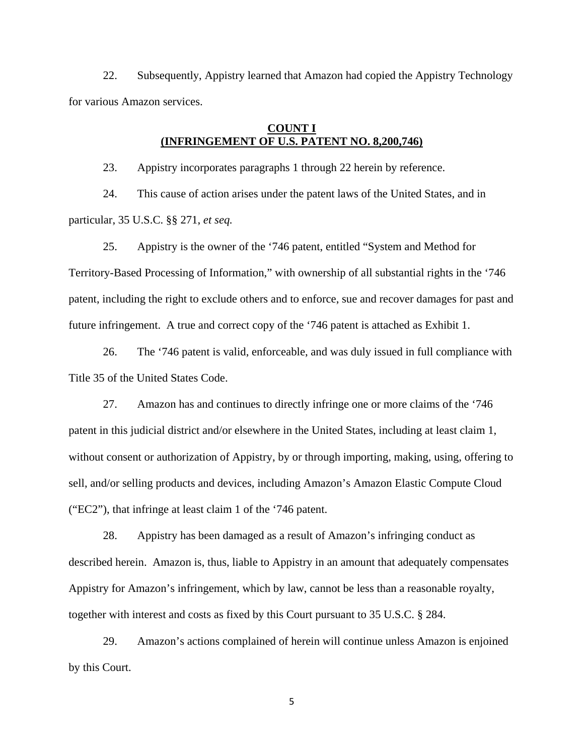22. Subsequently, Appistry learned that Amazon had copied the Appistry Technology for various Amazon services.

## COUNT I
## (INFRINGEMENT OF U.S. PATENT NO. 8,200,746)

23. Appistry incorporates paragraphs 1 through 22 herein by reference.

24. This cause of action arises under the patent laws of the United States, and in particular, 35 U.S.C. §§ 271, *et seq.*

25. Appistry is the owner of the '746 patent, entitled "System and Method for Territory-Based Processing of Information," with ownership of all substantial rights in the '746 patent, including the right to exclude others and to enforce, sue and recover damages for past and future infringement. A true and correct copy of the '746 patent is attached as Exhibit 1.

26. The '746 patent is valid, enforceable, and was duly issued in full compliance with Title 35 of the United States Code.

27. Amazon has and continues to directly infringe one or more claims of the '746 patent in this judicial district and/or elsewhere in the United States, including at least claim 1, without consent or authorization of Appistry, by or through importing, making, using, offering to sell, and/or selling products and devices, including Amazon's Amazon Elastic Compute Cloud ("EC2"), that infringe at least claim 1 of the '746 patent.

28. Appistry has been damaged as a result of Amazon's infringing conduct as described herein. Amazon is, thus, liable to Appistry in an amount that adequately compensates Appistry for Amazon's infringement, which by law, cannot be less than a reasonable royalty, together with interest and costs as fixed by this Court pursuant to 35 U.S.C. § 284.

29. Amazon's actions complained of herein will continue unless Amazon is enjoined by this Court.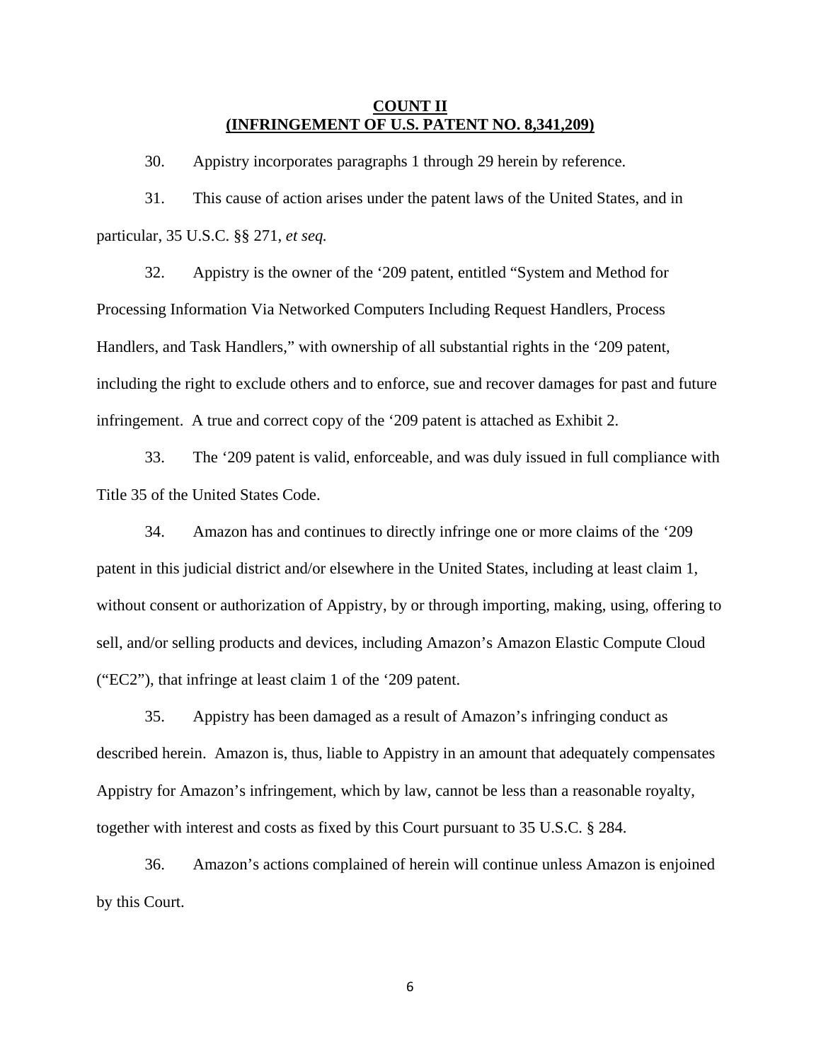**COUNT II**
**(INFRINGEMENT OF U.S. PATENT NO. 8,341,209)**

30. Appistry incorporates paragraphs 1 through 29 herein by reference.

31. This cause of action arises under the patent laws of the United States, and in particular, 35 U.S.C. §§ 271, *et seq.*

32. Appistry is the owner of the '209 patent, entitled "System and Method for Processing Information Via Networked Computers Including Request Handlers, Process Handlers, and Task Handlers," with ownership of all substantial rights in the '209 patent, including the right to exclude others and to enforce, sue and recover damages for past and future infringement. A true and correct copy of the '209 patent is attached as Exhibit 2.

33. The '209 patent is valid, enforceable, and was duly issued in full compliance with Title 35 of the United States Code.

34. Amazon has and continues to directly infringe one or more claims of the '209 patent in this judicial district and/or elsewhere in the United States, including at least claim 1, without consent or authorization of Appistry, by or through importing, making, using, offering to sell, and/or selling products and devices, including Amazon's Amazon Elastic Compute Cloud ("EC2"), that infringe at least claim 1 of the '209 patent.

35. Appistry has been damaged as a result of Amazon's infringing conduct as described herein. Amazon is, thus, liable to Appistry in an amount that adequately compensates Appistry for Amazon's infringement, which by law, cannot be less than a reasonable royalty, together with interest and costs as fixed by this Court pursuant to 35 U.S.C. § 284.

36. Amazon's actions complained of herein will continue unless Amazon is enjoined by this Court.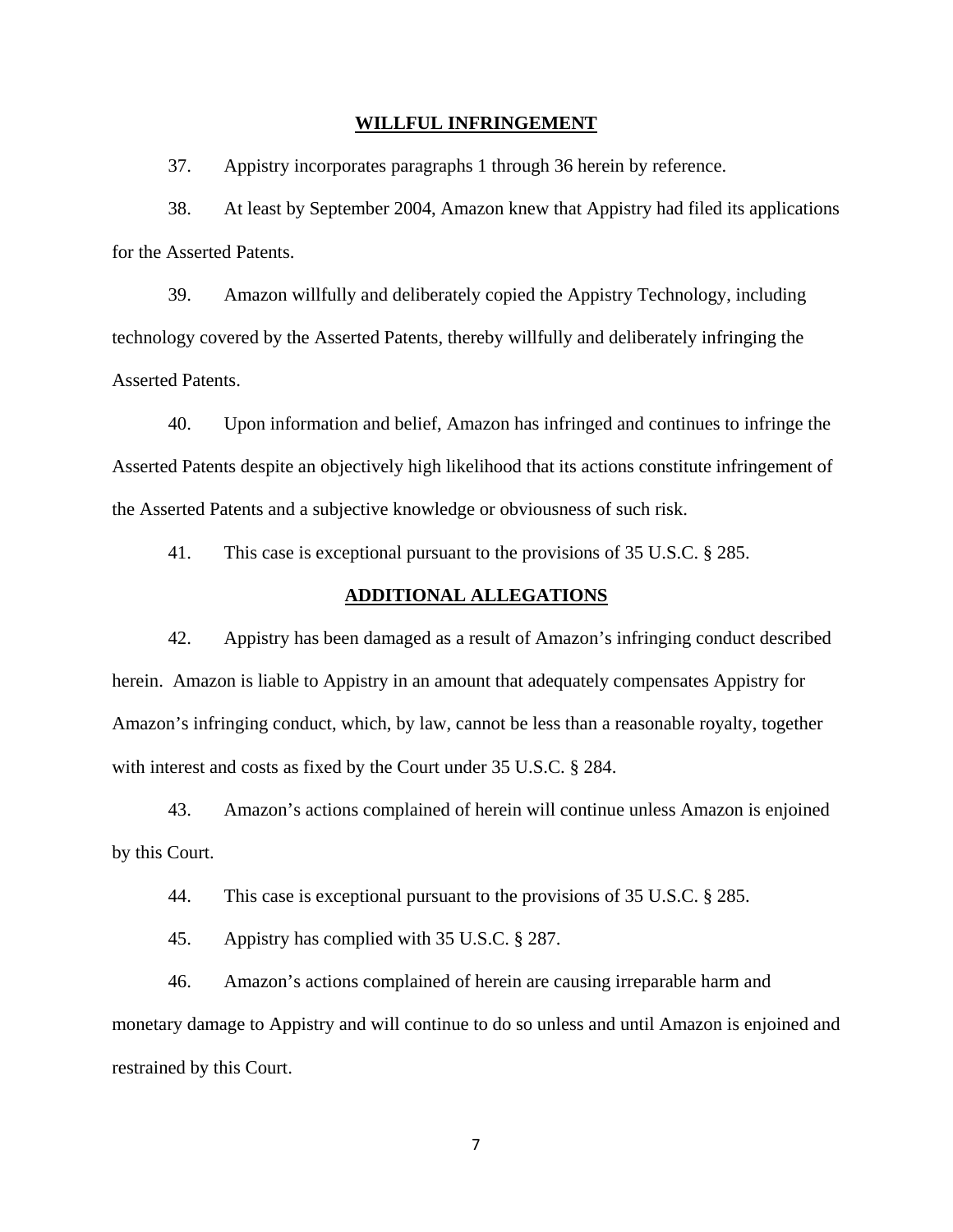## WILLFUL INFRINGEMENT

37. Appistry incorporates paragraphs 1 through 36 herein by reference.

38. At least by September 2004, Amazon knew that Appistry had filed its applications for the Asserted Patents.

39. Amazon willfully and deliberately copied the Appistry Technology, including technology covered by the Asserted Patents, thereby willfully and deliberately infringing the Asserted Patents.

40. Upon information and belief, Amazon has infringed and continues to infringe the Asserted Patents despite an objectively high likelihood that its actions constitute infringement of the Asserted Patents and a subjective knowledge or obviousness of such risk.

41. This case is exceptional pursuant to the provisions of 35 U.S.C. § 285.

## ADDITIONAL ALLEGATIONS

42. Appistry has been damaged as a result of Amazon's infringing conduct described herein. Amazon is liable to Appistry in an amount that adequately compensates Appistry for Amazon's infringing conduct, which, by law, cannot be less than a reasonable royalty, together with interest and costs as fixed by the Court under 35 U.S.C. § 284.

43. Amazon's actions complained of herein will continue unless Amazon is enjoined by this Court.

44. This case is exceptional pursuant to the provisions of 35 U.S.C. § 285.

45. Appistry has complied with 35 U.S.C. § 287.

46. Amazon's actions complained of herein are causing irreparable harm and monetary damage to Appistry and will continue to do so unless and until Amazon is enjoined and restrained by this Court.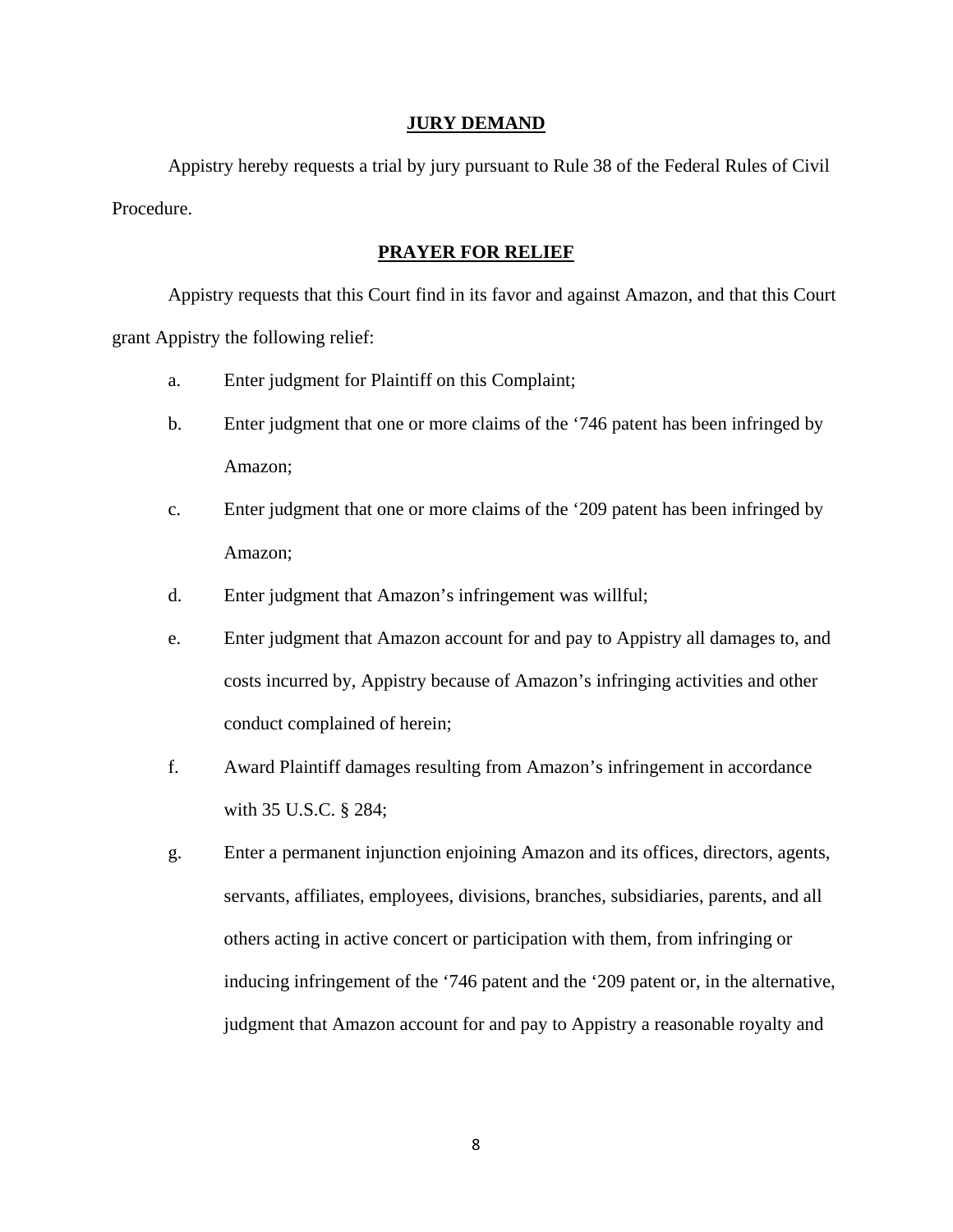## JURY DEMAND

Appistry hereby requests a trial by jury pursuant to Rule 38 of the Federal Rules of Civil Procedure.

## PRAYER FOR RELIEF

Appistry requests that this Court find in its favor and against Amazon, and that this Court grant Appistry the following relief:

a. Enter judgment for Plaintiff on this Complaint;

b. Enter judgment that one or more claims of the '746 patent has been infringed by Amazon;

c. Enter judgment that one or more claims of the '209 patent has been infringed by Amazon;

d. Enter judgment that Amazon's infringement was willful;

e. Enter judgment that Amazon account for and pay to Appistry all damages to, and costs incurred by, Appistry because of Amazon's infringing activities and other conduct complained of herein;

f. Award Plaintiff damages resulting from Amazon's infringement in accordance with 35 U.S.C. § 284;

g. Enter a permanent injunction enjoining Amazon and its offices, directors, agents, servants, affiliates, employees, divisions, branches, subsidiaries, parents, and all others acting in active concert or participation with them, from infringing or inducing infringement of the '746 patent and the '209 patent or, in the alternative, judgment that Amazon account for and pay to Appistry a reasonable royalty and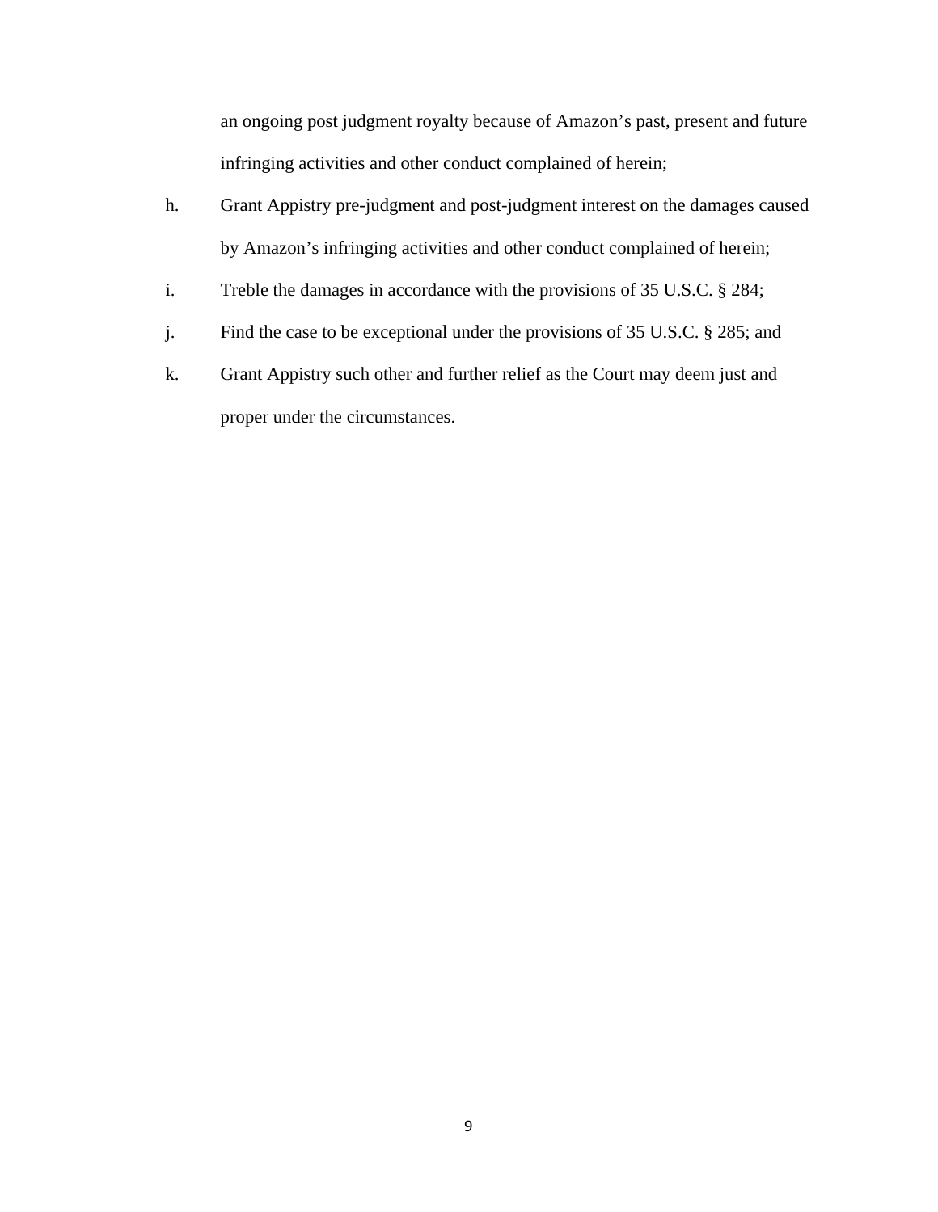an ongoing post judgment royalty because of Amazon's past, present and future infringing activities and other conduct complained of herein;

h. Grant Appistry pre-judgment and post-judgment interest on the damages caused by Amazon's infringing activities and other conduct complained of herein;

i. Treble the damages in accordance with the provisions of 35 U.S.C. § 284;

j. Find the case to be exceptional under the provisions of 35 U.S.C. § 285; and

k. Grant Appistry such other and further relief as the Court may deem just and proper under the circumstances.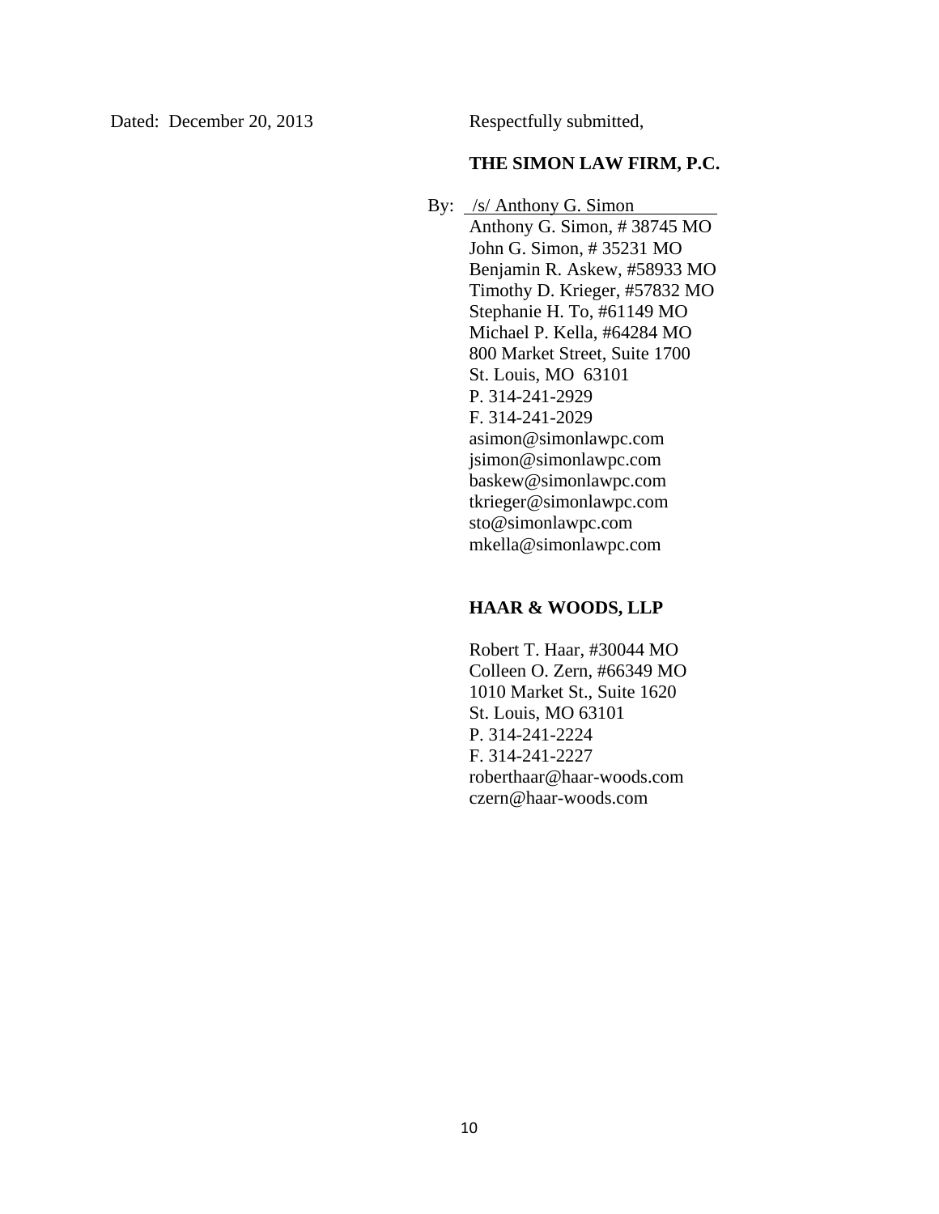Dated: December 20, 2013

Respectfully submitted,

**THE SIMON LAW FIRM, P.C.**

By: /s/ Anthony G. Simon
Anthony G. Simon, # 38745 MO
John G. Simon, # 35231 MO
Benjamin R. Askew, #58933 MO
Timothy D. Krieger, #57832 MO
Stephanie H. To, #61149 MO
Michael P. Kella, #64284 MO
800 Market Street, Suite 1700
St. Louis, MO 63101
P. 314-241-2929
F. 314-241-2029
asimon@simonlawpc.com
jsimon@simonlawpc.com
baskew@simonlawpc.com
tkrieger@simonlawpc.com
sto@simonlawpc.com
mkella@simonlawpc.com

**HAAR & WOODS, LLP**

Robert T. Haar, #30044 MO
Colleen O. Zern, #66349 MO
1010 Market St., Suite 1620
St. Louis, MO 63101
P. 314-241-2224
F. 314-241-2227
roberthaar@haar-woods.com
czern@haar-woods.com